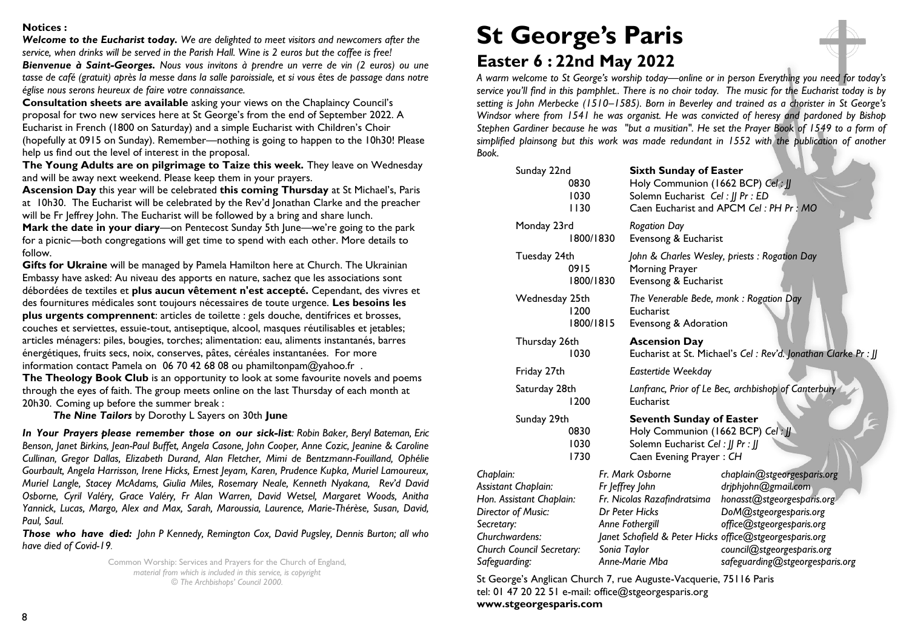**Notices :**

***Welcome to the Eucharist today.*** *We are delighted to meet visitors and newcomers after the service, when drinks will be served in the Parish Hall. Wine is 2 euros but the coffee is free!*

***Bienvenue à Saint-Georges.*** *Nous vous invitons à prendre un verre de vin (2 euros) ou une tasse de café (gratuit) après la messe dans la salle paroissiale, et si vous êtes de passage dans notre église nous serons heureux de faire votre connaissance.*

**Consultation sheets are available** asking your views on the Chaplaincy Council's proposal for two new services here at St George's from the end of September 2022. A Eucharist in French (1800 on Saturday) and a simple Eucharist with Children's Choir (hopefully at 0915 on Sunday). Remember—nothing is going to happen to the 10h30! Please help us find out the level of interest in the proposal.

**The Young Adults are on pilgrimage to Taize this week.** They leave on Wednesday and will be away next weekend. Please keep them in your prayers.

**Ascension Day** this year will be celebrated **this coming Thursday** at St Michael's, Paris at 10h30. The Eucharist will be celebrated by the Rev'd Jonathan Clarke and the preacher will be Fr Jeffrey John. The Eucharist will be followed by a bring and share lunch.

**Mark the date in your diary**—on Pentecost Sunday 5th June—we're going to the park for a picnic—both congregations will get time to spend with each other. More details to follow.

**Gifts for Ukraine** will be managed by Pamela Hamilton here at Church. The Ukrainian Embassy have asked: Au niveau des apports en nature, sachez que les associations sont débordées de textiles et **plus aucun vêtement n'est accepté.** Cependant, des vivres et des fournitures médicales sont toujours nécessaires de toute urgence. **Les besoins les plus urgents comprennent**: articles de toilette : gels douche, dentifrices et brosses, couches et serviettes, essuie-tout, antiseptique, alcool, masques réutilisables et jetables; articles ménagers: piles, bougies, torches; alimentation: eau, aliments instantanés, barres énergétiques, fruits secs, noix, conserves, pâtes, céréales instantanées. For more information contact Pamela on 06 70 42 68 08 ou phamiltonpam@yahoo.fr .

**The Theology Book Club** is an opportunity to look at some favourite novels and poems through the eyes of faith. The group meets online on the last Thursday of each month at 20h30. Coming up before the summer break :

***The Nine Tailors*** by Dorothy L Sayers on 30th **June**

***In Your Prayers please remember those on our sick-list****: Robin Baker, Beryl Bateman, Eric Benson, Janet Birkins, Jean-Paul Buffet, Angela Casone, John Cooper, Anne Cozic, Jeanine & Caroline Cullinan, Gregor Dallas, Elizabeth Durand, Alan Fletcher, Mimi de Bentzmann-Fouilland, Ophélie Gourbault, Angela Harrisson, Irene Hicks, Ernest Jeyam, Karen, Prudence Kupka, Muriel Lamoureux, Muriel Langle, Stacey McAdams, Giulia Miles, Rosemary Neale, Kenneth Nyakana, Rev'd David Osborne, Cyril Valéry, Grace Valéry, Fr Alan Warren, David Wetsel, Margaret Woods, Anitha Yannick, Lucas, Margo, Alex and Max, Sarah, Maroussia, Laurence, Marie-Thérèse, Susan, David, Paul, Saul.*

***Those who have died:*** *John P Kennedy, Remington Cox, David Pugsley, Dennis Burton; all who have died of Covid-19.*

Common Worship: Services and Prayers for the Church of England, *material from which is included in this service, is copyright © The Archbishops' Council 2000.*

# St George's Paris

## Easter 6 : 22nd May 2022

*A warm welcome to St George's worship today—online or in person Everything you need for today's service you'll find in this pamphlet.. There is no choir today. The music for the Eucharist today is by setting is John Merbecke (1510–1585). Born in Beverley and trained as a chorister in St George's Windsor where from 1541 he was organist. He was convicted of heresy and pardoned by Bishop Stephen Gardiner because he was "but a musitian". He set the Prayer Book of 1549 to a form of simplified plainsong but this work was made redundant in 1552 with the publication of another Book.*

| | | |
|---|---|---|
| Sunday 22nd | | **Sixth Sunday of Easter** |
| | 0830 | Holy Communion (1662 BCP) *Cel : JJ* |
| | 1030 | Solemn Eucharist *Cel : JJ Pr : ED* |
| | 1130 | Caen Eucharist and APCM *Cel : PH Pr : MO* |
| Monday 23rd | | *Rogation Day* |
| | 1800/1830 | Evensong & Eucharist |
| Tuesday 24th | | *John & Charles Wesley, priests : Rogation Day* |
| | 0915 | Morning Prayer |
| | 1800/1830 | Evensong & Eucharist |
| Wednesday 25th | | *The Venerable Bede, monk : Rogation Day* |
| | 1200 | Eucharist |
| | 1800/1815 | Evensong & Adoration |
| Thursday 26th | | **Ascension Day** |
| | 1030 | Eucharist at St. Michael's *Cel : Rev'd. Jonathan Clarke Pr : JJ* |
| Friday 27th | | *Eastertide Weekday* |
| Saturday 28th | | *Lanfranc, Prior of Le Bec, archbishop of Canterbury* |
| | 1200 | Eucharist |
| Sunday 29th | | **Seventh Sunday of Easter** |
| | 0830 | Holy Communion (1662 BCP) *Cel : JJ* |
| | 1030 | Solemn Eucharist *Cel : JJ Pr : JJ* |
| | 1730 | Caen Evening Prayer : *CH* |

| | | |
|---|---|---|
| *Chaplain:* | *Fr. Mark Osborne* | *chaplain@stgeorgesparis.org* |
| *Assistant Chaplain:* | *Fr Jeffrey John* | *drjphjohn@gmail.com* |
| *Hon. Assistant Chaplain:* | *Fr. Nicolas Razafindratsima* | *honasst@stgeorgesparis.org* |
| *Director of Music:* | *Dr Peter Hicks* | *DoM@stgeorgesparis.org* |
| *Secretary:* | *Anne Fothergill* | *office@stgeorgesparis.org* |
| *Churchwardens:* | *Janet Schofield & Peter Hicks* | *office@stgeorgesparis.org* |
| *Church Council Secretary:* | *Sonia Taylor* | *council@stgeorgesparis.org* |
| *Safeguarding:* | *Anne-Marie Mba* | *safeguarding@stgeorgesparis.org* |

St George's Anglican Church 7, rue Auguste-Vacquerie, 75116 Paris
tel: 01 47 20 22 51 e-mail: office@stgeorgesparis.org
**www.stgeorgesparis.com**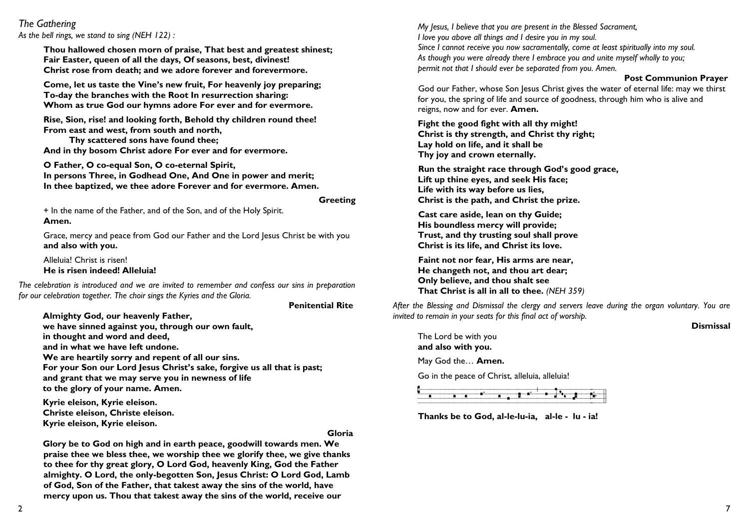*The Gathering*

*As the bell rings, we stand to sing (NEH 122) :*

**Thou hallowed chosen morn of praise, That best and greatest shinest;
Fair Easter, queen of all the days, Of seasons, best, divinest!
Christ rose from death; and we adore forever and forevermore.**

**Come, let us taste the Vine's new fruit, For heavenly joy preparing;
To-day the branches with the Root In resurrection sharing:
Whom as true God our hymns adore For ever and for evermore.**

**Rise, Sion, rise! and looking forth, Behold thy children round thee!
From east and west, from south and north,
Thy scattered sons have found thee;
And in thy bosom Christ adore For ever and for evermore.**

**O Father, O co-equal Son, O co-eternal Spirit,
In persons Three, in Godhead One, And One in power and merit;
In thee baptized, we thee adore Forever and for evermore. Amen.**

**Greeting**

+ In the name of the Father, and of the Son, and of the Holy Spirit.
**Amen.**

Grace, mercy and peace from God our Father and the Lord Jesus Christ be with you
**and also with you.**

Alleluia! Christ is risen!
**He is risen indeed! Alleluia!**

*The celebration is introduced and we are invited to remember and confess our sins in preparation for our celebration together. The choir sings the Kyries and the Gloria.*

**Penitential Rite**

**Almighty God, our heavenly Father,
we have sinned against you, through our own fault,
in thought and word and deed,
and in what we have left undone.
We are heartily sorry and repent of all our sins.
For your Son our Lord Jesus Christ's sake, forgive us all that is past;
and grant that we may serve you in newness of life
to the glory of your name. Amen.**

**Kyrie eleison, Kyrie eleison.
Christe eleison, Christe eleison.
Kyrie eleison, Kyrie eleison.**

**Gloria**

**Glory be to God on high and in earth peace, goodwill towards men. We praise thee we bless thee, we worship thee we glorify thee, we give thanks to thee for thy great glory, O Lord God, heavenly King, God the Father almighty. O Lord, the only-begotten Son, Jesus Christ: O Lord God, Lamb of God, Son of the Father, that takest away the sins of the world, have mercy upon us. Thou that takest away the sins of the world, receive our**

*My Jesus, I believe that you are present in the Blessed Sacrament,
I love you above all things and I desire you in my soul.
Since I cannot receive you now sacramentally, come at least spiritually into my soul.
As though you were already there I embrace you and unite myself wholly to you;
permit not that I should ever be separated from you. Amen.*

**Post Communion Prayer**

God our Father, whose Son Jesus Christ gives the water of eternal life: may we thirst for you, the spring of life and source of goodness, through him who is alive and reigns, now and for ever. **Amen.**

**Fight the good fight with all thy might!
Christ is thy strength, and Christ thy right;
Lay hold on life, and it shall be
Thy joy and crown eternally.**

**Run the straight race through God's good grace,
Lift up thine eyes, and seek His face;
Life with its way before us lies,
Christ is the path, and Christ the prize.**

**Cast care aside, lean on thy Guide;
His boundless mercy will provide;
Trust, and thy trusting soul shall prove
Christ is its life, and Christ its love.**

**Faint not nor fear, His arms are near,
He changeth not, and thou art dear;
Only believe, and thou shalt see
That Christ is all in all to thee.** *(NEH 359)*

*After the Blessing and Dismissal the clergy and servers leave during the organ voluntary. You are invited to remain in your seats for this final act of worship.*

**Dismissal**

The Lord be with you
**and also with you.**

May God the… **Amen.**

Go in the peace of Christ, alleluia, alleluia!

**Thanks be to God, al-le-lu-ia, al-le - lu - ia!**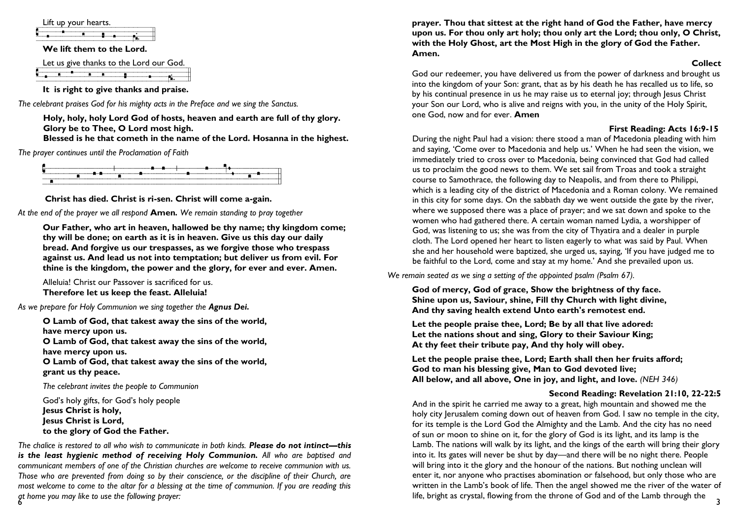Lift up your hearts.

**We lift them to the Lord.**

Let us give thanks to the Lord our God.

**It is right to give thanks and praise.**

*The celebrant praises God for his mighty acts in the Preface and we sing the Sanctus.*

**Holy, holy, holy Lord God of hosts, heaven and earth are full of thy glory. Glory be to Thee, O Lord most high.**
**Blessed is he that cometh in the name of the Lord. Hosanna in the highest.**

*The prayer continues until the Proclamation of Faith*

**Christ has died. Christ is ri-sen. Christ will come a-gain.**

*At the end of the prayer we all respond* **Amen.** *We remain standing to pray together*

**Our Father, who art in heaven, hallowed be thy name; thy kingdom come; thy will be done; on earth as it is in heaven. Give us this day our daily bread. And forgive us our trespasses, as we forgive those who trespass against us. And lead us not into temptation; but deliver us from evil. For thine is the kingdom, the power and the glory, for ever and ever. Amen.**

Alleluia! Christ our Passover is sacrificed for us.
**Therefore let us keep the feast. Alleluia!**

*As we prepare for Holy Communion we sing together the* ***Agnus Dei.***

**O Lamb of God, that takest away the sins of the world,**
**have mercy upon us.**
**O Lamb of God, that takest away the sins of the world,**
**have mercy upon us.**
**O Lamb of God, that takest away the sins of the world,**
**grant us thy peace.**

*The celebrant invites the people to Communion*

God's holy gifts, for God's holy people
**Jesus Christ is holy,**
**Jesus Christ is Lord,**
**to the glory of God the Father.**

*The chalice is restored to all who wish to communicate in both kinds.* ***Please do not intinct—this is the least hygienic method of receiving Holy Communion.*** *All who are baptised and communicant members of one of the Christian churches are welcome to receive communion with us. Those who are prevented from doing so by their conscience, or the discipline of their Church, are most welcome to come to the altar for a blessing at the time of communion. If you are reading this at home you may like to use the following prayer:*

**prayer. Thou that sittest at the right hand of God the Father, have mercy upon us. For thou only art holy; thou only art the Lord; thou only, O Christ, with the Holy Ghost, art the Most High in the glory of God the Father. Amen.**

### Collect

God our redeemer, you have delivered us from the power of darkness and brought us into the kingdom of your Son: grant, that as by his death he has recalled us to life, so by his continual presence in us he may raise us to eternal joy; through Jesus Christ your Son our Lord, who is alive and reigns with you, in the unity of the Holy Spirit, one God, now and for ever. **Amen**

### First Reading: Acts 16:9-15

During the night Paul had a vision: there stood a man of Macedonia pleading with him and saying, 'Come over to Macedonia and help us.' When he had seen the vision, we immediately tried to cross over to Macedonia, being convinced that God had called us to proclaim the good news to them. We set sail from Troas and took a straight course to Samothrace, the following day to Neapolis, and from there to Philippi, which is a leading city of the district of Macedonia and a Roman colony. We remained in this city for some days. On the sabbath day we went outside the gate by the river, where we supposed there was a place of prayer; and we sat down and spoke to the women who had gathered there. A certain woman named Lydia, a worshipper of God, was listening to us; she was from the city of Thyatira and a dealer in purple cloth. The Lord opened her heart to listen eagerly to what was said by Paul. When she and her household were baptized, she urged us, saying, 'If you have judged me to be faithful to the Lord, come and stay at my home.' And she prevailed upon us.

*We remain seated as we sing a setting of the appointed psalm (Psalm 67).*

**God of mercy, God of grace, Show the brightness of thy face.**
**Shine upon us, Saviour, shine, Fill thy Church with light divine,**
**And thy saving health extend Unto earth's remotest end.**

**Let the people praise thee, Lord; Be by all that live adored:**
**Let the nations shout and sing, Glory to their Saviour King;**
**At thy feet their tribute pay, And thy holy will obey.**

**Let the people praise thee, Lord; Earth shall then her fruits afford;**
**God to man his blessing give, Man to God devoted live;**
**All below, and all above, One in joy, and light, and love.** *(NEH 346)*

### Second Reading: Revelation 21:10, 22-22:5

And in the spirit he carried me away to a great, high mountain and showed me the holy city Jerusalem coming down out of heaven from God. I saw no temple in the city, for its temple is the Lord God the Almighty and the Lamb. And the city has no need of sun or moon to shine on it, for the glory of God is its light, and its lamp is the Lamb. The nations will walk by its light, and the kings of the earth will bring their glory into it. Its gates will never be shut by day—and there will be no night there. People will bring into it the glory and the honour of the nations. But nothing unclean will enter it, nor anyone who practises abomination or falsehood, but only those who are written in the Lamb's book of life. Then the angel showed me the river of the water of life, bright as crystal, flowing from the throne of God and of the Lamb through the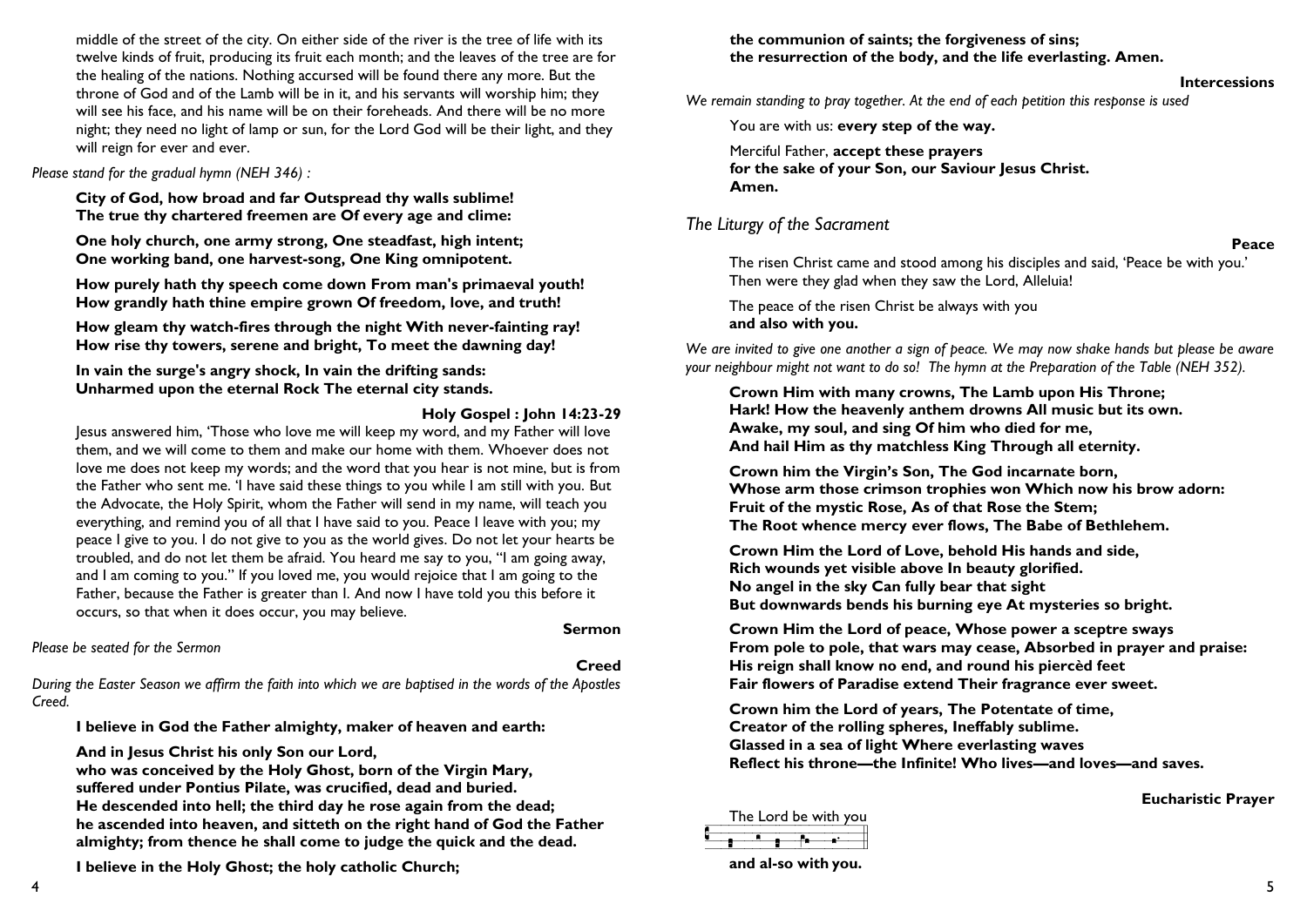middle of the street of the city. On either side of the river is the tree of life with its twelve kinds of fruit, producing its fruit each month; and the leaves of the tree are for the healing of the nations. Nothing accursed will be found there any more. But the throne of God and of the Lamb will be in it, and his servants will worship him; they will see his face, and his name will be on their foreheads. And there will be no more night; they need no light of lamp or sun, for the Lord God will be their light, and they will reign for ever and ever.

*Please stand for the gradual hymn (NEH 346) :*

**City of God, how broad and far Outspread thy walls sublime!**
**The true thy chartered freemen are Of every age and clime:**

**One holy church, one army strong, One steadfast, high intent;**
**One working band, one harvest-song, One King omnipotent.**

**How purely hath thy speech come down From man's primaeval youth!**
**How grandly hath thine empire grown Of freedom, love, and truth!**

**How gleam thy watch-fires through the night With never-fainting ray!**
**How rise thy towers, serene and bright, To meet the dawning day!**

**In vain the surge's angry shock, In vain the drifting sands:**
**Unharmed upon the eternal Rock The eternal city stands.**

**Holy Gospel : John 14:23-29**

Jesus answered him, 'Those who love me will keep my word, and my Father will love them, and we will come to them and make our home with them. Whoever does not love me does not keep my words; and the word that you hear is not mine, but is from the Father who sent me. 'I have said these things to you while I am still with you. But the Advocate, the Holy Spirit, whom the Father will send in my name, will teach you everything, and remind you of all that I have said to you. Peace I leave with you; my peace I give to you. I do not give to you as the world gives. Do not let your hearts be troubled, and do not let them be afraid. You heard me say to you, "I am going away, and I am coming to you." If you loved me, you would rejoice that I am going to the Father, because the Father is greater than I. And now I have told you this before it occurs, so that when it does occur, you may believe.

**Sermon**

*Please be seated for the Sermon*

**Creed**

*During the Easter Season we affirm the faith into which we are baptised in the words of the Apostles Creed.*

**I believe in God the Father almighty, maker of heaven and earth:**

**And in Jesus Christ his only Son our Lord,**
**who was conceived by the Holy Ghost, born of the Virgin Mary,**
**suffered under Pontius Pilate, was crucified, dead and buried.**
**He descended into hell; the third day he rose again from the dead;**
**he ascended into heaven, and sitteth on the right hand of God the Father almighty; from thence he shall come to judge the quick and the dead.**

**I believe in the Holy Ghost; the holy catholic Church;**
**the communion of saints; the forgiveness of sins;**
**the resurrection of the body, and the life everlasting. Amen.**

**Intercessions**

*We remain standing to pray together. At the end of each petition this response is used*

You are with us: **every step of the way.**

Merciful Father, **accept these prayers**
**for the sake of your Son, our Saviour Jesus Christ.**
**Amen.**

## *The Liturgy of the Sacrament*

**Peace**

The risen Christ came and stood among his disciples and said, 'Peace be with you.' Then were they glad when they saw the Lord, Alleluia!

The peace of the risen Christ be always with you
**and also with you.**

*We are invited to give one another a sign of peace. We may now shake hands but please be aware your neighbour might not want to do so! The hymn at the Preparation of the Table (NEH 352).*

**Crown Him with many crowns, The Lamb upon His Throne;**
**Hark! How the heavenly anthem drowns All music but its own.**
**Awake, my soul, and sing Of him who died for me,**
**And hail Him as thy matchless King Through all eternity.**

**Crown him the Virgin's Son, The God incarnate born,**
**Whose arm those crimson trophies won Which now his brow adorn:**
**Fruit of the mystic Rose, As of that Rose the Stem;**
**The Root whence mercy ever flows, The Babe of Bethlehem.**

**Crown Him the Lord of Love, behold His hands and side,**
**Rich wounds yet visible above In beauty glorified.**
**No angel in the sky Can fully bear that sight**
**But downwards bends his burning eye At mysteries so bright.**

**Crown Him the Lord of peace, Whose power a sceptre sways**
**From pole to pole, that wars may cease, Absorbed in prayer and praise:**
**His reign shall know no end, and round his piercèd feet**
**Fair flowers of Paradise extend Their fragrance ever sweet.**

**Crown him the Lord of years, The Potentate of time,**
**Creator of the rolling spheres, Ineffably sublime.**
**Glassed in a sea of light Where everlasting waves**
**Reflect his throne—the Infinite! Who lives—and loves—and saves.**

**Eucharistic Prayer**

The Lord be with you

**and al-so with you.**